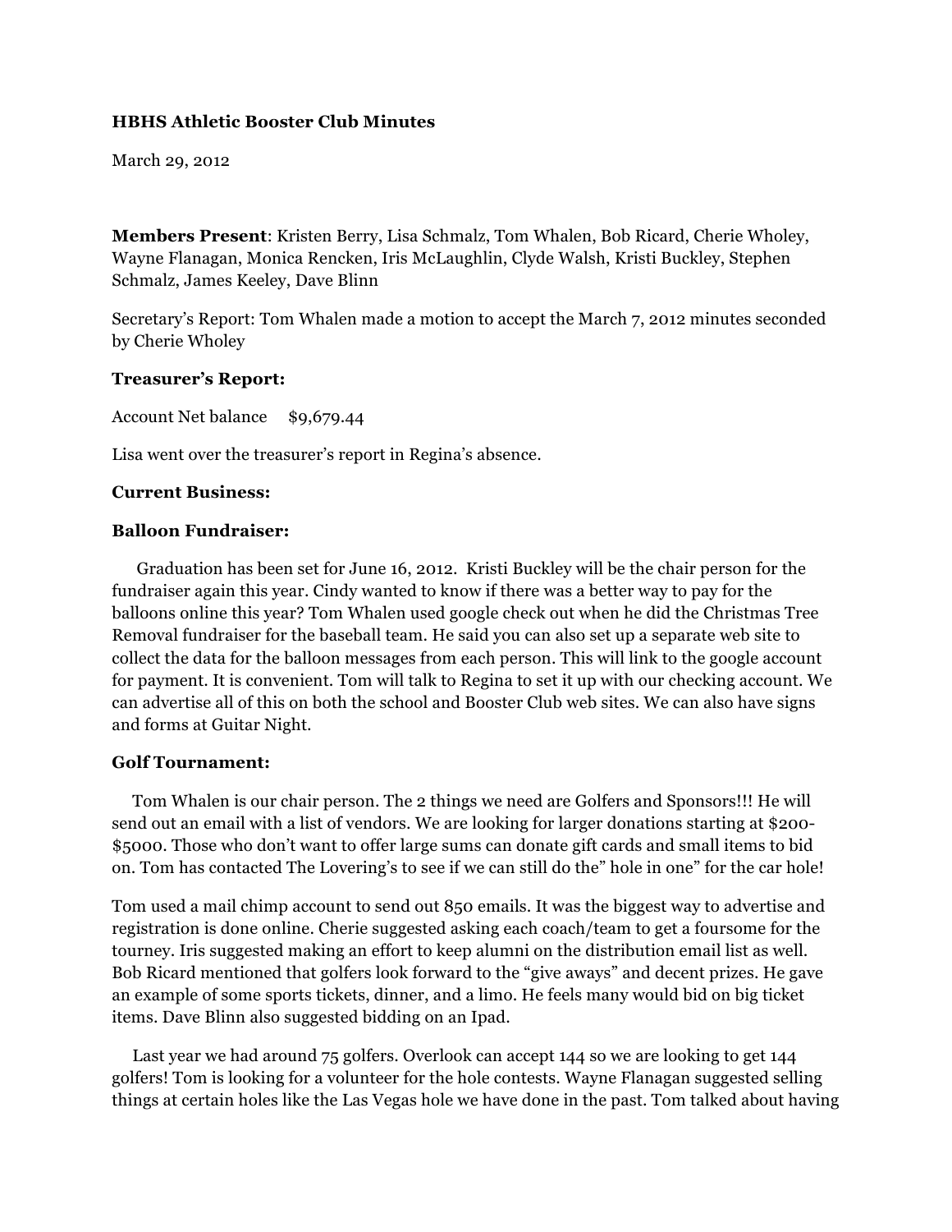**HBHS Athletic Booster Club Minutes**

March 29, 2012

**Members Present**: Kristen Berry, Lisa Schmalz, Tom Whalen, Bob Ricard, Cherie Wholey, Wayne Flanagan, Monica Rencken, Iris McLaughlin, Clyde Walsh, Kristi Buckley, Stephen Schmalz, James Keeley, Dave Blinn

Secretary's Report: Tom Whalen made a motion to accept the March 7, 2012 minutes seconded by Cherie Wholey

**Treasurer's Report:**

Account Net balance $9,679.44

Lisa went over the treasurer's report in Regina's absence.

**Current Business:**

**Balloon Fundraiser:**

Graduation has been set for June 16, 2012. Kristi Buckley will be the chair person for the fundraiser again this year. Cindy wanted to know if there was a better way to pay for the balloons online this year? Tom Whalen used google check out when he did the Christmas Tree Removal fundraiser for the baseball team. He said you can also set up a separate web site to collect the data for the balloon messages from each person. This will link to the google account for payment. It is convenient. Tom will talk to Regina to set it up with our checking account. We can advertise all of this on both the school and Booster Club web sites. We can also have signs and forms at Guitar Night.

**Golf Tournament:**

Tom Whalen is our chair person. The 2 things we need are Golfers and Sponsors!!! He will send out an email with a list of vendors. We are looking for larger donations starting at $200-$5000. Those who don't want to offer large sums can donate gift cards and small items to bid on. Tom has contacted The Lovering's to see if we can still do the" hole in one" for the car hole!

Tom used a mail chimp account to send out 850 emails. It was the biggest way to advertise and registration is done online. Cherie suggested asking each coach/team to get a foursome for the tourney. Iris suggested making an effort to keep alumni on the distribution email list as well. Bob Ricard mentioned that golfers look forward to the "give aways" and decent prizes. He gave an example of some sports tickets, dinner, and a limo. He feels many would bid on big ticket items. Dave Blinn also suggested bidding on an Ipad.

Last year we had around 75 golfers. Overlook can accept 144 so we are looking to get 144 golfers! Tom is looking for a volunteer for the hole contests. Wayne Flanagan suggested selling things at certain holes like the Las Vegas hole we have done in the past. Tom talked about having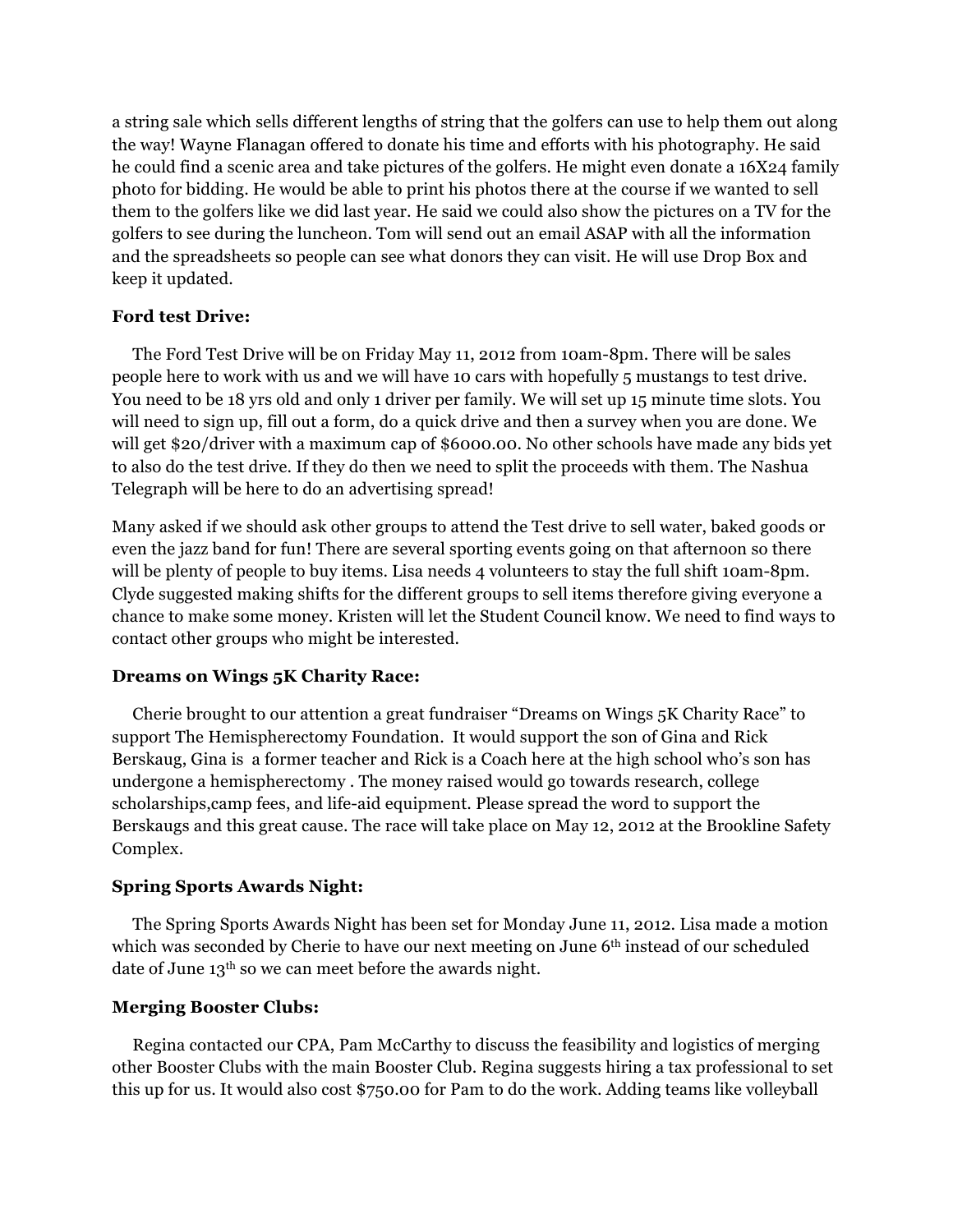a string sale which sells different lengths of string that the golfers can use to help them out along the way! Wayne Flanagan offered to donate his time and efforts with his photography. He said he could find a scenic area and take pictures of the golfers. He might even donate a 16X24 family photo for bidding. He would be able to print his photos there at the course if we wanted to sell them to the golfers like we did last year. He said we could also show the pictures on a TV for the golfers to see during the luncheon. Tom will send out an email ASAP with all the information and the spreadsheets so people can see what donors they can visit. He will use Drop Box and keep it updated.

**Ford test Drive:**

The Ford Test Drive will be on Friday May 11, 2012 from 10am-8pm. There will be sales people here to work with us and we will have 10 cars with hopefully 5 mustangs to test drive. You need to be 18 yrs old and only 1 driver per family. We will set up 15 minute time slots. You will need to sign up, fill out a form, do a quick drive and then a survey when you are done. We will get $20/driver with a maximum cap of $6000.00. No other schools have made any bids yet to also do the test drive. If they do then we need to split the proceeds with them. The Nashua Telegraph will be here to do an advertising spread!

Many asked if we should ask other groups to attend the Test drive to sell water, baked goods or even the jazz band for fun! There are several sporting events going on that afternoon so there will be plenty of people to buy items. Lisa needs 4 volunteers to stay the full shift 10am-8pm. Clyde suggested making shifts for the different groups to sell items therefore giving everyone a chance to make some money. Kristen will let the Student Council know. We need to find ways to contact other groups who might be interested.

**Dreams on Wings 5K Charity Race:**

Cherie brought to our attention a great fundraiser "Dreams on Wings 5K Charity Race" to support The Hemispherectomy Foundation. It would support the son of Gina and Rick Berskaug, Gina is a former teacher and Rick is a Coach here at the high school who's son has undergone a hemispherectomy . The money raised would go towards research, college scholarships,camp fees, and life-aid equipment. Please spread the word to support the Berskaugs and this great cause. The race will take place on May 12, 2012 at the Brookline Safety Complex.

**Spring Sports Awards Night:**

The Spring Sports Awards Night has been set for Monday June 11, 2012. Lisa made a motion which was seconded by Cherie to have our next meeting on June 6th instead of our scheduled date of June 13th so we can meet before the awards night.

**Merging Booster Clubs:**

Regina contacted our CPA, Pam McCarthy to discuss the feasibility and logistics of merging other Booster Clubs with the main Booster Club. Regina suggests hiring a tax professional to set this up for us. It would also cost $750.00 for Pam to do the work. Adding teams like volleyball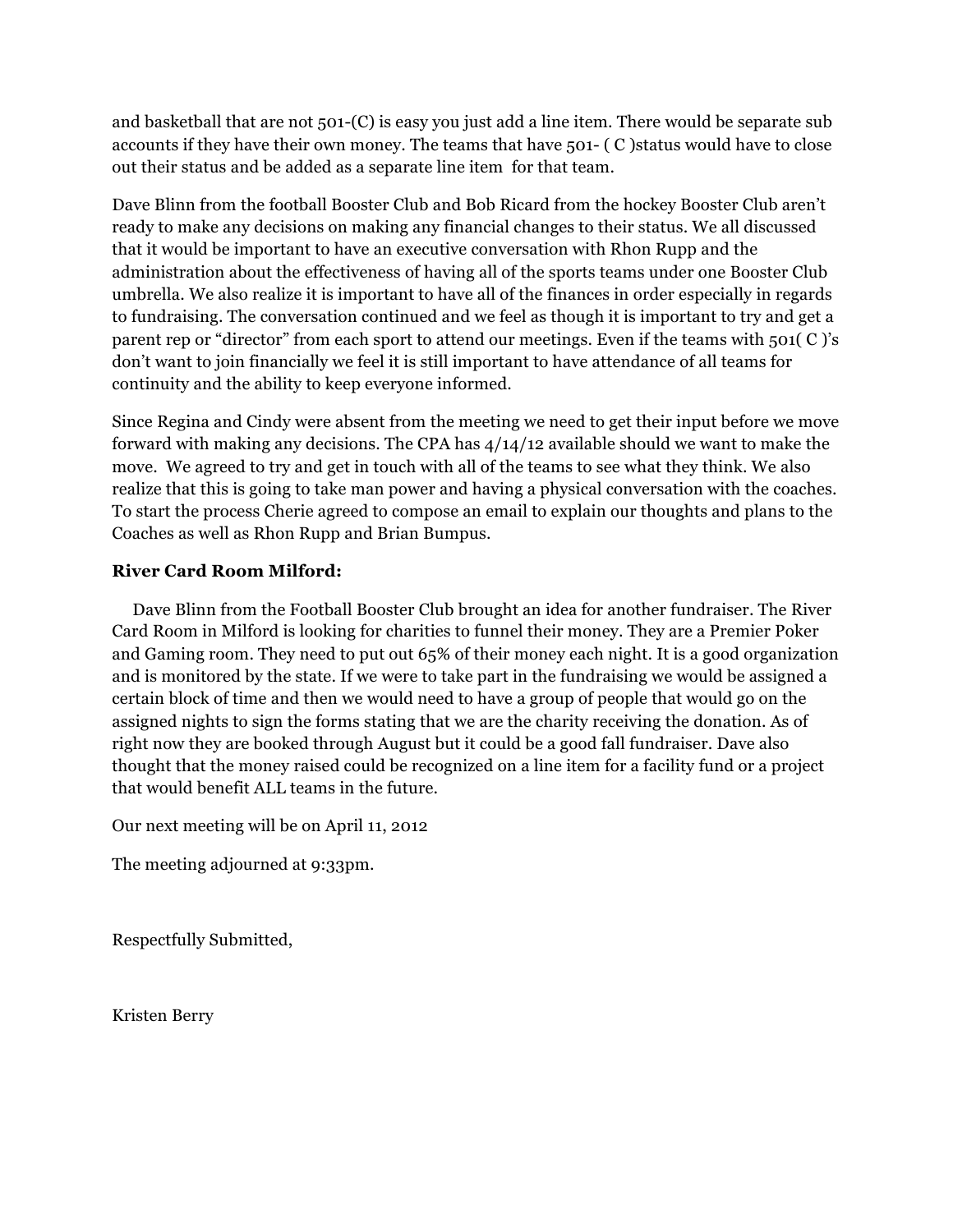and basketball that are not 501-(C) is easy you just add a line item. There would be separate sub accounts if they have their own money. The teams that have 501- ( C )status would have to close out their status and be added as a separate line item for that team.

Dave Blinn from the football Booster Club and Bob Ricard from the hockey Booster Club aren't ready to make any decisions on making any financial changes to their status. We all discussed that it would be important to have an executive conversation with Rhon Rupp and the administration about the effectiveness of having all of the sports teams under one Booster Club umbrella. We also realize it is important to have all of the finances in order especially in regards to fundraising. The conversation continued and we feel as though it is important to try and get a parent rep or "director" from each sport to attend our meetings. Even if the teams with 501( C )'s don't want to join financially we feel it is still important to have attendance of all teams for continuity and the ability to keep everyone informed.

Since Regina and Cindy were absent from the meeting we need to get their input before we move forward with making any decisions. The CPA has 4/14/12 available should we want to make the move. We agreed to try and get in touch with all of the teams to see what they think. We also realize that this is going to take man power and having a physical conversation with the coaches. To start the process Cherie agreed to compose an email to explain our thoughts and plans to the Coaches as well as Rhon Rupp and Brian Bumpus.

**River Card Room Milford:**

Dave Blinn from the Football Booster Club brought an idea for another fundraiser. The River Card Room in Milford is looking for charities to funnel their money. They are a Premier Poker and Gaming room. They need to put out 65% of their money each night. It is a good organization and is monitored by the state. If we were to take part in the fundraising we would be assigned a certain block of time and then we would need to have a group of people that would go on the assigned nights to sign the forms stating that we are the charity receiving the donation. As of right now they are booked through August but it could be a good fall fundraiser. Dave also thought that the money raised could be recognized on a line item for a facility fund or a project that would benefit ALL teams in the future.

Our next meeting will be on April 11, 2012

The meeting adjourned at 9:33pm.

Respectfully Submitted,

Kristen Berry